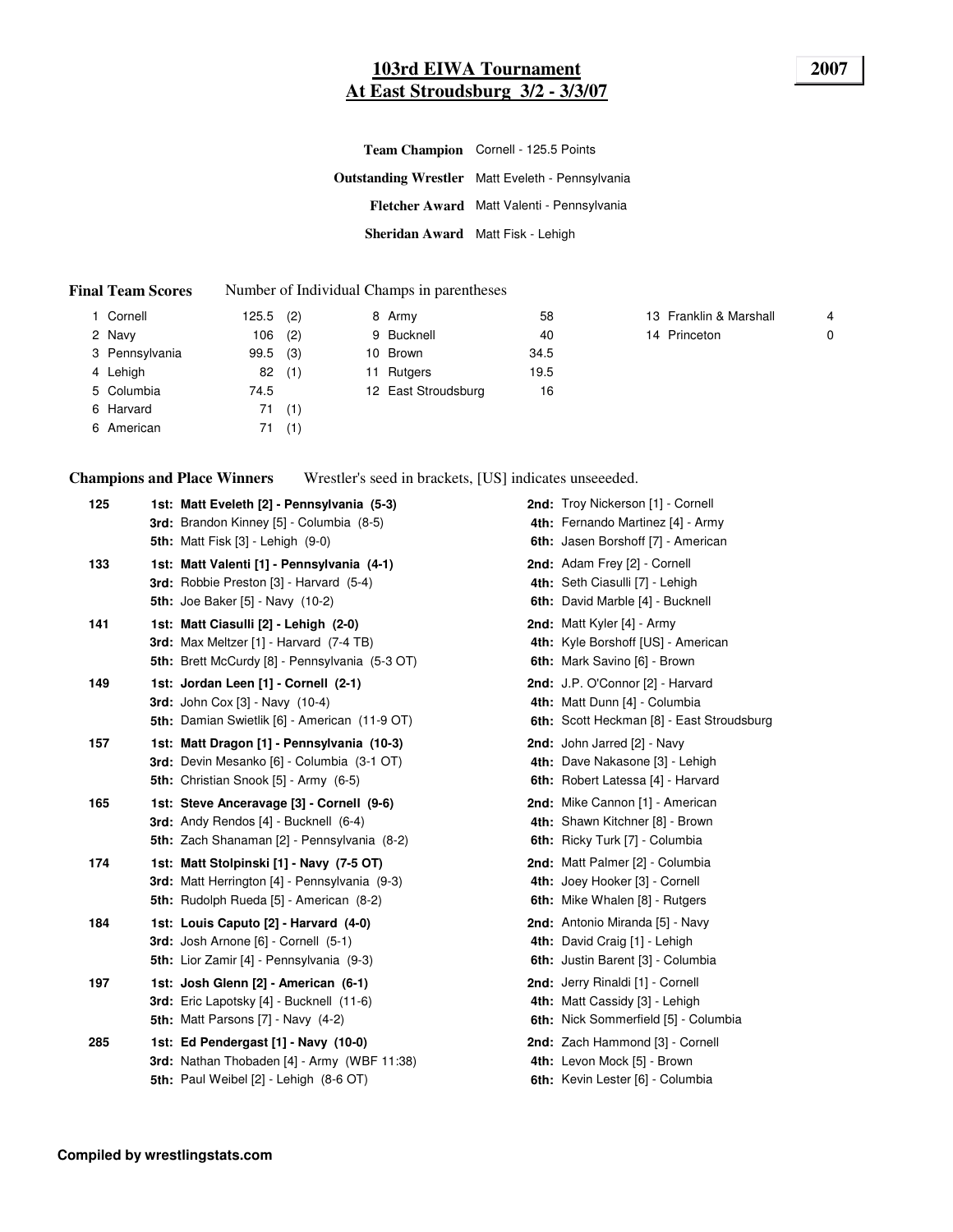# 103rd EIWA Tournament
## At East Stroudsburg 3/2 - 3/3/07

**2007**

**Team Champion** Cornell - 125.5 Points

**Outstanding Wrestler** Matt Eveleth - Pennsylvania

**Fletcher Award** Matt Valenti - Pennsylvania

**Sheridan Award** Matt Fisk - Lehigh

**Final Team Scores** Number of Individual Champs in parentheses

| Place | Team | Points | Champs |
|---|---|---|---|
| 1 | Cornell | 125.5 | (2) |
| 2 | Navy | 106 | (2) |
| 3 | Pennsylvania | 99.5 | (3) |
| 4 | Lehigh | 82 | (1) |
| 5 | Columbia | 74.5 | |
| 6 | Harvard | 71 | (1) |
| 6 | American | 71 | (1) |
| 8 | Army | 58 | |
| 9 | Bucknell | 40 | |
| 10 | Brown | 34.5 | |
| 11 | Rutgers | 19.5 | |
| 12 | East Stroudsburg | 16 | |
| 13 | Franklin & Marshall | 4 | |
| 14 | Princeton | 0 | |

**Champions and Place Winners** Wrestler's seed in brackets, [US] indicates unseeeded.

**125**
- **1st: Matt Eveleth [2] - Pennsylvania (5-3)**
- **2nd:** Troy Nickerson [1] - Cornell
- **3rd:** Brandon Kinney [5] - Columbia (8-5)
- **4th:** Fernando Martinez [4] - Army
- **5th:** Matt Fisk [3] - Lehigh (9-0)
- **6th:** Jasen Borshoff [7] - American

**133**
- **1st: Matt Valenti [1] - Pennsylvania (4-1)**
- **2nd:** Adam Frey [2] - Cornell
- **3rd:** Robbie Preston [3] - Harvard (5-4)
- **4th:** Seth Ciasulli [7] - Lehigh
- **5th:** Joe Baker [5] - Navy (10-2)
- **6th:** David Marble [4] - Bucknell

**141**
- **1st: Matt Ciasulli [2] - Lehigh (2-0)**
- **2nd:** Matt Kyler [4] - Army
- **3rd:** Max Meltzer [1] - Harvard (7-4 TB)
- **4th:** Kyle Borshoff [US] - American
- **5th:** Brett McCurdy [8] - Pennsylvania (5-3 OT)
- **6th:** Mark Savino [6] - Brown

**149**
- **1st: Jordan Leen [1] - Cornell (2-1)**
- **2nd:** J.P. O'Connor [2] - Harvard
- **3rd:** John Cox [3] - Navy (10-4)
- **4th:** Matt Dunn [4] - Columbia
- **5th:** Damian Swietlik [6] - American (11-9 OT)
- **6th:** Scott Heckman [8] - East Stroudsburg

**157**
- **1st: Matt Dragon [1] - Pennsylvania (10-3)**
- **2nd:** John Jarred [2] - Navy
- **3rd:** Devin Mesanko [6] - Columbia (3-1 OT)
- **4th:** Dave Nakasone [3] - Lehigh
- **5th:** Christian Snook [5] - Army (6-5)
- **6th:** Robert Latessa [4] - Harvard

**165**
- **1st: Steve Anceravage [3] - Cornell (9-6)**
- **2nd:** Mike Cannon [1] - American
- **3rd:** Andy Rendos [4] - Bucknell (6-4)
- **4th:** Shawn Kitchner [8] - Brown
- **5th:** Zach Shanaman [2] - Pennsylvania (8-2)
- **6th:** Ricky Turk [7] - Columbia

**174**
- **1st: Matt Stolpinski [1] - Navy (7-5 OT)**
- **2nd:** Matt Palmer [2] - Columbia
- **3rd:** Matt Herrington [4] - Pennsylvania (9-3)
- **4th:** Joey Hooker [3] - Cornell
- **5th:** Rudolph Rueda [5] - American (8-2)
- **6th:** Mike Whalen [8] - Rutgers

**184**
- **1st: Louis Caputo [2] - Harvard (4-0)**
- **2nd:** Antonio Miranda [5] - Navy
- **3rd:** Josh Arnone [6] - Cornell (5-1)
- **4th:** David Craig [1] - Lehigh
- **5th:** Lior Zamir [4] - Pennsylvania (9-3)
- **6th:** Justin Barent [3] - Columbia

**197**
- **1st: Josh Glenn [2] - American (6-1)**
- **2nd:** Jerry Rinaldi [1] - Cornell
- **3rd:** Eric Lapotsky [4] - Bucknell (11-6)
- **4th:** Matt Cassidy [3] - Lehigh
- **5th:** Matt Parsons [7] - Navy (4-2)
- **6th:** Nick Sommerfield [5] - Columbia

**285**
- **1st: Ed Pendergast [1] - Navy (10-0)**
- **2nd:** Zach Hammond [3] - Cornell
- **3rd:** Nathan Thobaden [4] - Army (WBF 11:38)
- **4th:** Levon Mock [5] - Brown
- **5th:** Paul Weibel [2] - Lehigh (8-6 OT)
- **6th:** Kevin Lester [6] - Columbia

**Compiled by wrestlingstats.com**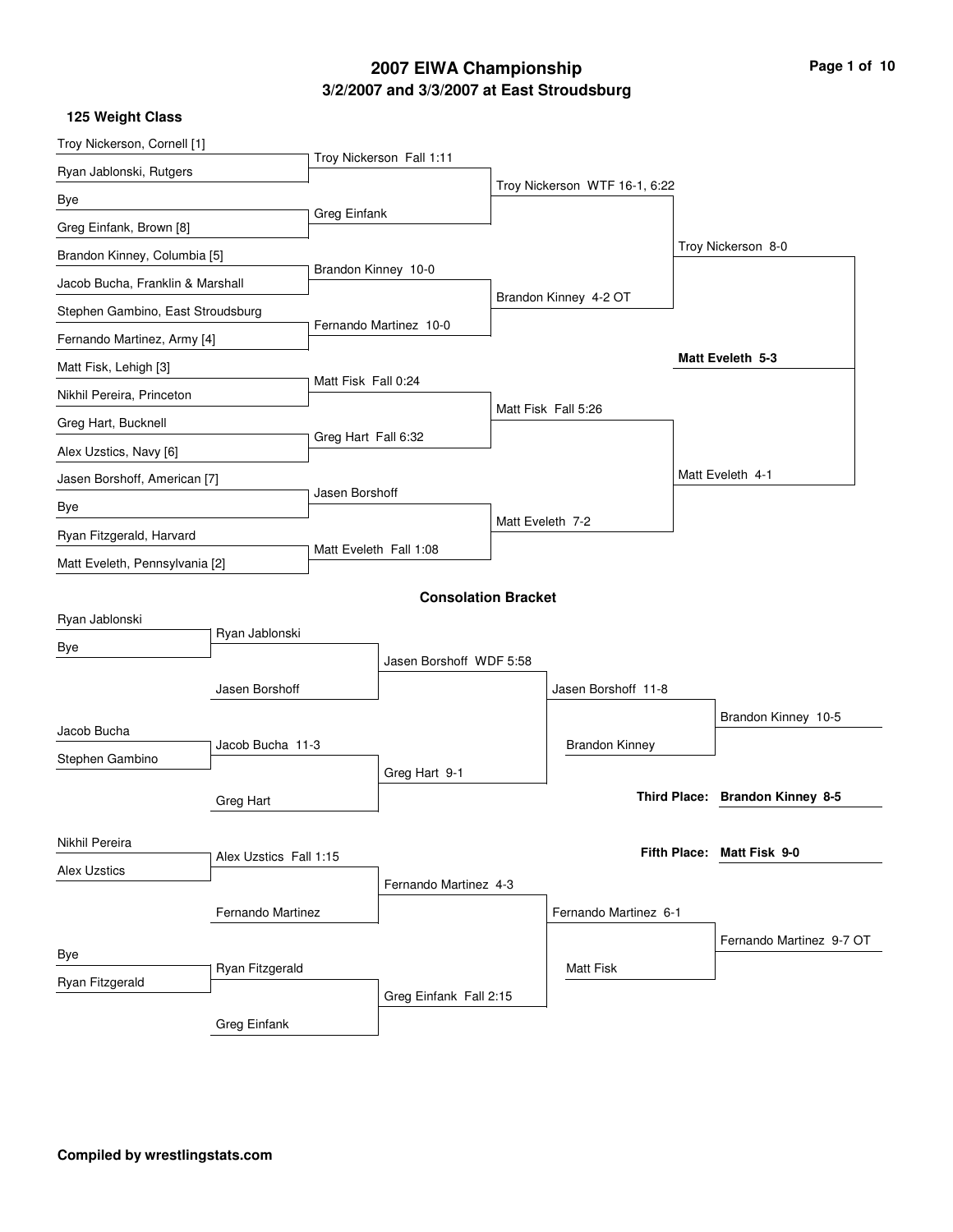# 2007 EIWA Championship

## 3/2/2007 and 3/3/2007 at East Stroudsburg

### 125 Weight Class

**Championship Bracket**

| First Round | Quarterfinals | Semifinals | Finals | Champion |
|---|---|---|---|---|
| Troy Nickerson, Cornell [1] | Troy Nickerson Fall 1:11 | Troy Nickerson WTF 16-1, 6:22 | Troy Nickerson 8-0 | **Matt Eveleth 5-3** |
| Ryan Jablonski, Rutgers | | | | |
| Bye | Greg Einfank | | | |
| Greg Einfank, Brown [8] | | | | |
| Brandon Kinney, Columbia [5] | Brandon Kinney 10-0 | Brandon Kinney 4-2 OT | | |
| Jacob Bucha, Franklin & Marshall | | | | |
| Stephen Gambino, East Stroudsburg | Fernando Martinez 10-0 | | | |
| Fernando Martinez, Army [4] | | | | |
| Matt Fisk, Lehigh [3] | Matt Fisk Fall 0:24 | Matt Fisk Fall 5:26 | Matt Eveleth 4-1 | |
| Nikhil Pereira, Princeton | | | | |
| Greg Hart, Bucknell | Greg Hart Fall 6:32 | | | |
| Alex Uzstics, Navy [6] | | | | |
| Jasen Borshoff, American [7] | Jasen Borshoff | Matt Eveleth 7-2 | | |
| Bye | | | | |
| Ryan Fitzgerald, Harvard | Matt Eveleth Fall 1:08 | | | |
| Matt Eveleth, Pennsylvania [2] | | | | |

### Consolation Bracket

| Wrestlers | Round 1 | Round 2 | Round 3 | Round 4 |
|---|---|---|---|---|
| Ryan Jablonski | Ryan Jablonski | Jasen Borshoff WDF 5:58 | Jasen Borshoff 11-8 | Brandon Kinney 10-5 |
| Bye | Jasen Borshoff | | Brandon Kinney | |
| Jacob Bucha | Jacob Bucha 11-3 | Greg Hart 9-1 | | |
| Stephen Gambino | Greg Hart | | | |
| Nikhil Pereira | Alex Uzstics Fall 1:15 | Fernando Martinez 4-3 | Fernando Martinez 6-1 | Fernando Martinez 9-7 OT |
| Alex Uzstics | Fernando Martinez | | Matt Fisk | |
| Bye | Ryan Fitzgerald | Greg Einfank Fall 2:15 | | |
| Ryan Fitzgerald | Greg Einfank | | | |

**Third Place:** **Brandon Kinney 8-5**

**Fifth Place:** **Matt Fisk 9-0**

**Compiled by wrestlingstats.com**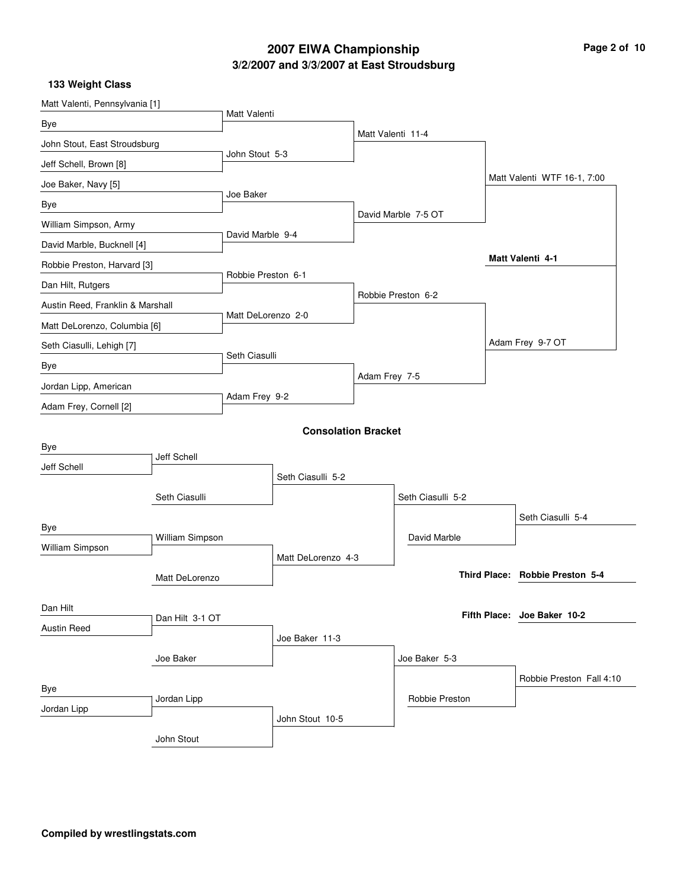# 2007 EIWA Championship

## 3/2/2007 and 3/3/2007 at East Stroudsburg

### 133 Weight Class

**Championship Bracket**

| First Round | Quarterfinals | Semifinals | Finals |
|---|---|---|---|
| Matt Valenti, Pennsylvania [1] vs. Bye | Matt Valenti | Matt Valenti 11-4 | Matt Valenti WTF 16-1, 7:00 |
| John Stout, East Stroudsburg vs. Jeff Schell, Brown [8] | John Stout 5-3 | | |
| Joe Baker, Navy [5] vs. Bye | Joe Baker | David Marble 7-5 OT | |
| William Simpson, Army vs. David Marble, Bucknell [4] | David Marble 9-4 | | |
| Robbie Preston, Harvard [3] vs. Dan Hilt, Rutgers | Robbie Preston 6-1 | Robbie Preston 6-2 | Adam Frey 9-7 OT |
| Austin Reed, Franklin & Marshall vs. Matt DeLorenzo, Columbia [6] | Matt DeLorenzo 2-0 | | |
| Seth Ciasulli, Lehigh [7] vs. Bye | Seth Ciasulli | Adam Frey 7-5 | |
| Jordan Lipp, American vs. Adam Frey, Cornell [2] | Adam Frey 9-2 | | |

**Champion: Matt Valenti 4-1**

### Consolation Bracket

| Round 1 | Round 2 | Round 3 | Quarterfinals | Semifinals |
|---|---|---|---|---|
| Bye vs. Jeff Schell | Jeff Schell | Seth Ciasulli 5-2 | Seth Ciasulli 5-2 | Seth Ciasulli 5-4 |
| | Seth Ciasulli | | | |
| Bye vs. William Simpson | William Simpson | Matt DeLorenzo 4-3 | David Marble | |
| | Matt DeLorenzo | | | |
| Dan Hilt vs. Austin Reed | Dan Hilt 3-1 OT | Joe Baker 11-3 | Joe Baker 5-3 | Robbie Preston Fall 4:10 |
| | Joe Baker | | | |
| Bye vs. Jordan Lipp | Jordan Lipp | John Stout 10-5 | Robbie Preston | |
| | John Stout | | | |

**Third Place:** **Robbie Preston 5-4**

**Fifth Place:** **Joe Baker 10-2**

**Compiled by wrestlingstats.com**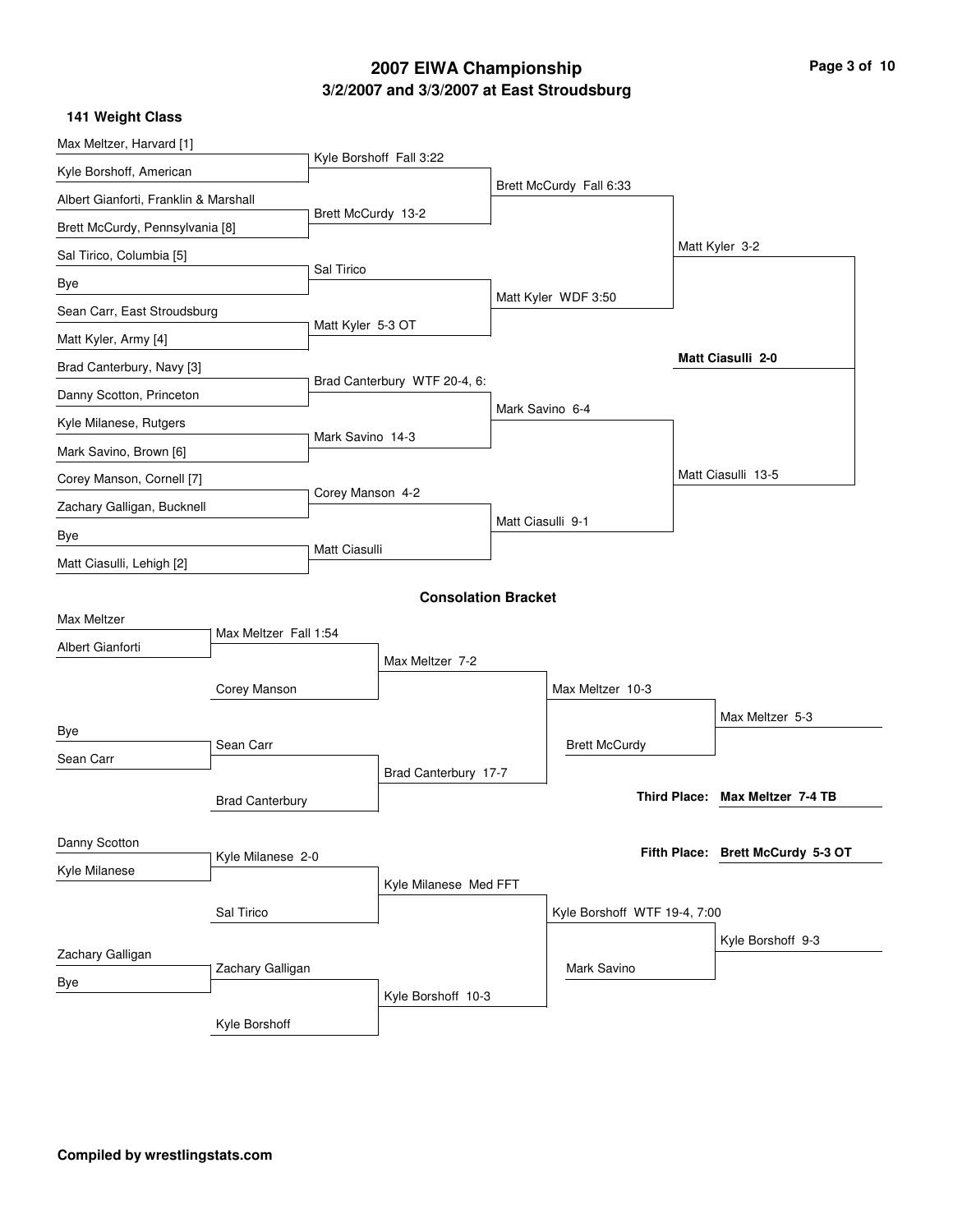# 2007 EIWA Championship

## 3/2/2007 and 3/3/2007 at East Stroudsburg

### 141 Weight Class

**Championship Bracket**

| First Round | Quarterfinals | Semifinals | Final |
|---|---|---|---|
| Max Meltzer, Harvard [1] vs. Kyle Borshoff, American | Kyle Borshoff Fall 3:22 | | |
| Albert Gianforti, Franklin & Marshall vs. Brett McCurdy, Pennsylvania [8] | Brett McCurdy 13-2 | Brett McCurdy Fall 6:33 | |
| Sal Tirico, Columbia [5] vs. Bye | Sal Tirico | | |
| Sean Carr, East Stroudsburg vs. Matt Kyler, Army [4] | Matt Kyler 5-3 OT | Matt Kyler WDF 3:50 | Matt Kyler 3-2 |
| Brad Canterbury, Navy [3] vs. Danny Scotton, Princeton | Brad Canterbury WTF 20-4, 6: | | |
| Kyle Milanese, Rutgers vs. Mark Savino, Brown [6] | Mark Savino 14-3 | Mark Savino 6-4 | |
| Corey Manson, Cornell [7] vs. Zachary Galligan, Bucknell | Corey Manson 4-2 | | |
| Bye vs. Matt Ciasulli, Lehigh [2] | Matt Ciasulli | Matt Ciasulli 9-1 | Matt Ciasulli 13-5 |

**Champion: Matt Ciasulli 2-0**

## Consolation Bracket

| Round 1 | Round 2 | Round 3 | Round 4 | Consolation Semifinal |
|---|---|---|---|---|
| Max Meltzer vs. Albert Gianforti | Max Meltzer Fall 1:54 | | | |
| | Corey Manson | Max Meltzer 7-2 | | |
| Bye vs. Sean Carr | Sean Carr | | Max Meltzer 10-3 | |
| | Brad Canterbury | Brad Canterbury 17-7 | | |
| | | | Brett McCurdy | Max Meltzer 5-3 |
| Danny Scotton vs. Kyle Milanese | Kyle Milanese 2-0 | | | |
| | Sal Tirico | Kyle Milanese Med FFT | | |
| Zachary Galligan vs. Bye | Zachary Galligan | | Kyle Borshoff WTF 19-4, 7:00 | |
| | Kyle Borshoff | Kyle Borshoff 10-3 | | |
| | | | Mark Savino | Kyle Borshoff 9-3 |

**Third Place: Max Meltzer 7-4 TB**

**Fifth Place: Brett McCurdy 5-3 OT**

**Compiled by wrestlingstats.com**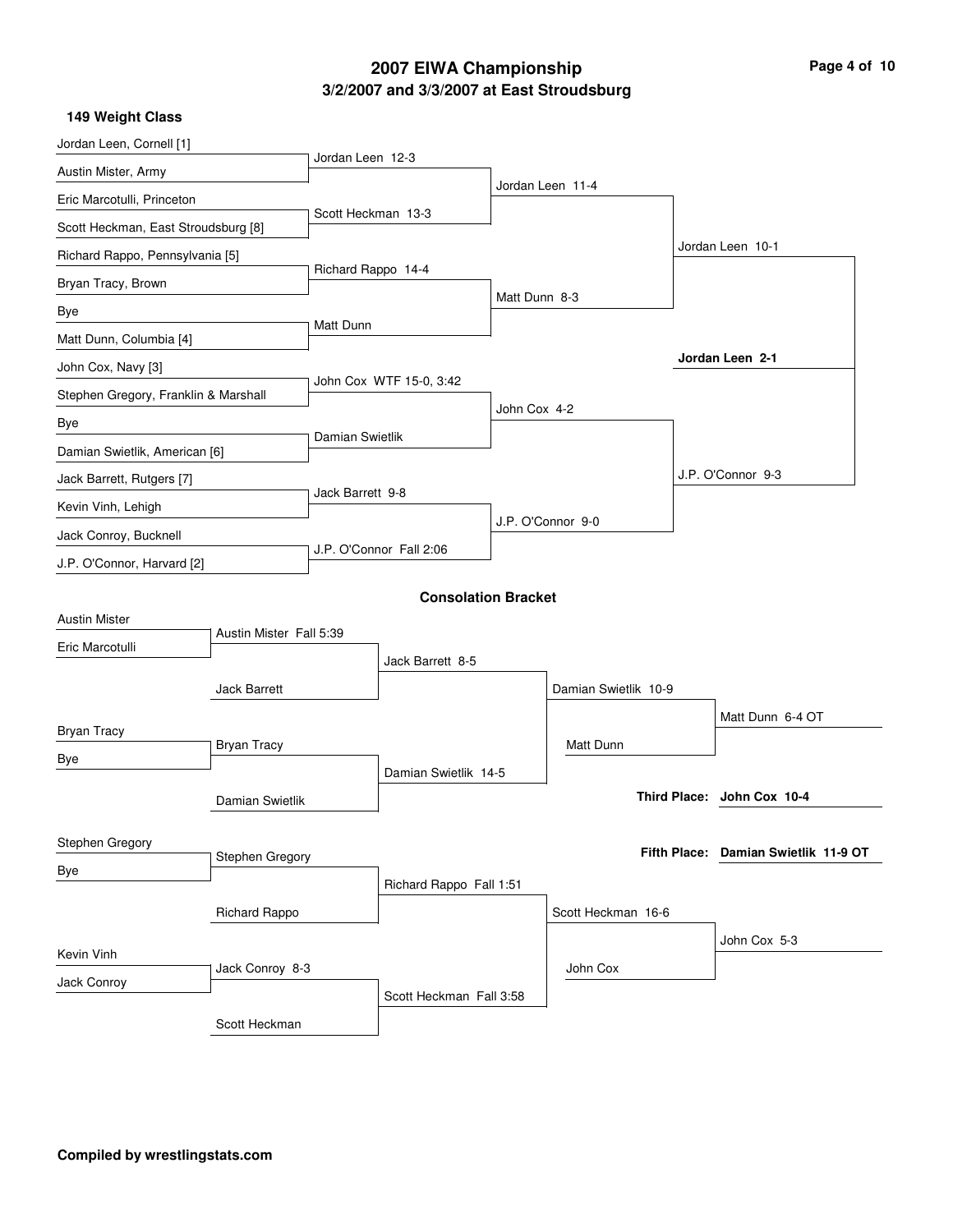# 2007 EIWA Championship

## 3/2/2007 and 3/3/2007 at East Stroudsburg

### 149 Weight Class

#### Championship Bracket

| First Round | Quarterfinals | Semifinals | Finals | Champion |
|---|---|---|---|---|
| Jordan Leen, Cornell [1] | Jordan Leen 12-3 | Jordan Leen 11-4 | Jordan Leen 10-1 | **Jordan Leen 2-1** |
| Austin Mister, Army | | | | |
| Eric Marcotulli, Princeton | Scott Heckman 13-3 | | | |
| Scott Heckman, East Stroudsburg [8] | | | | |
| Richard Rappo, Pennsylvania [5] | Richard Rappo 14-4 | Matt Dunn 8-3 | | |
| Bryan Tracy, Brown | | | | |
| Bye | Matt Dunn | | | |
| Matt Dunn, Columbia [4] | | | | |
| John Cox, Navy [3] | John Cox WTF 15-0, 3:42 | John Cox 4-2 | J.P. O'Connor 9-3 | |
| Stephen Gregory, Franklin & Marshall | | | | |
| Bye | Damian Swietlik | | | |
| Damian Swietlik, American [6] | | | | |
| Jack Barrett, Rutgers [7] | Jack Barrett 9-8 | J.P. O'Connor 9-0 | | |
| Kevin Vinh, Lehigh | | | | |
| Jack Conroy, Bucknell | J.P. O'Connor Fall 2:06 | | | |
| J.P. O'Connor, Harvard [2] | | | | |

#### Consolation Bracket

| Round 1 | Round 2 | Round 3 | Round 4 | Result |
|---|---|---|---|---|
| Austin Mister | Austin Mister Fall 5:39 | Jack Barrett 8-5 | Damian Swietlik 10-9 | Matt Dunn 6-4 OT |
| Eric Marcotulli | Jack Barrett | | | |
| Bryan Tracy | Bryan Tracy | Damian Swietlik 14-5 | Matt Dunn | |
| Bye | Damian Swietlik | | | |
| Stephen Gregory | Stephen Gregory | Richard Rappo Fall 1:51 | Scott Heckman 16-6 | John Cox 5-3 |
| Bye | Richard Rappo | | | |
| Kevin Vinh | Jack Conroy 8-3 | Scott Heckman Fall 3:58 | John Cox | |
| Jack Conroy | Scott Heckman | | | |

**Third Place: John Cox 10-4**

**Fifth Place: Damian Swietlik 11-9 OT**

**Compiled by wrestlingstats.com**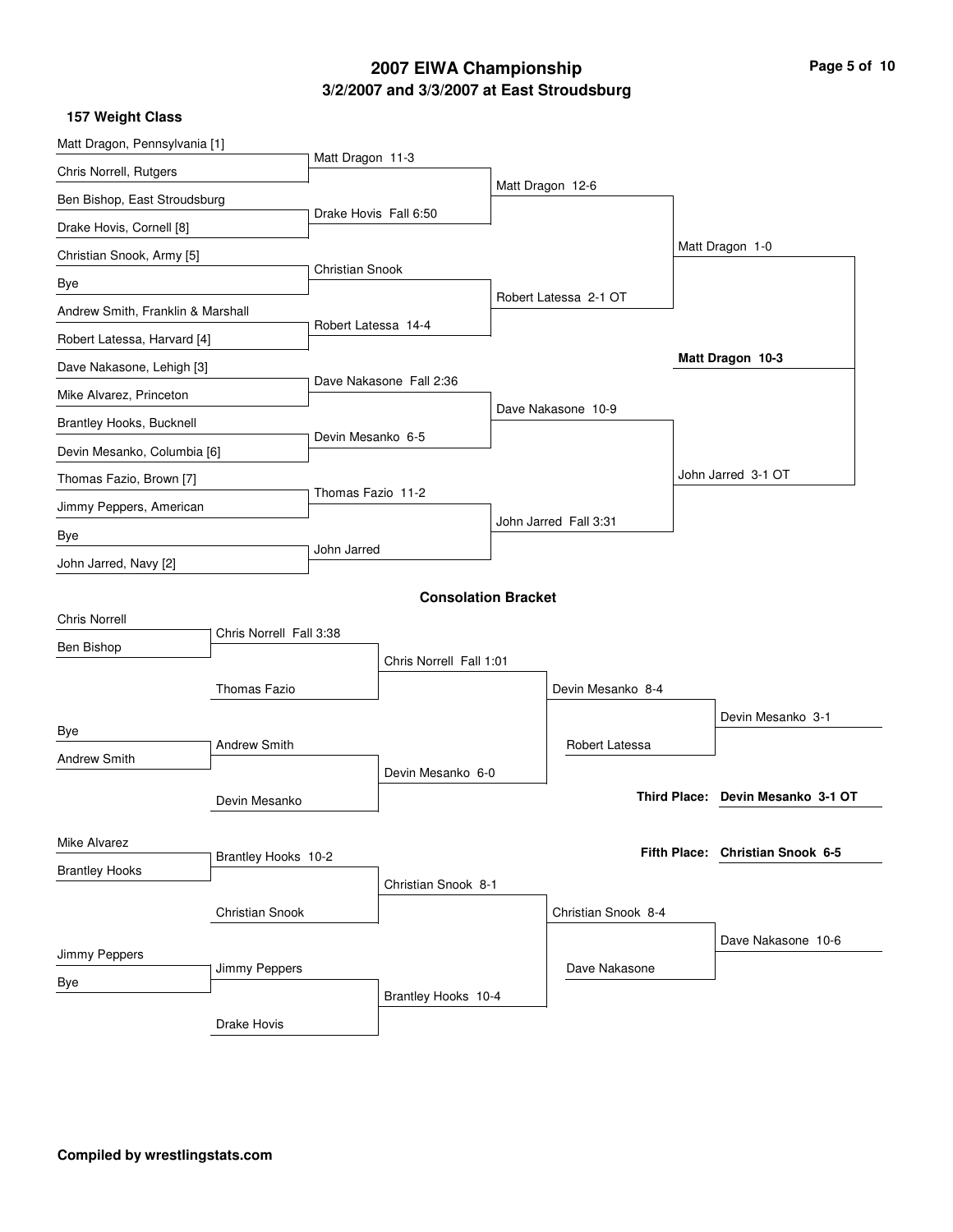# 2007 EIWA Championship

## 3/2/2007 and 3/3/2007 at East Stroudsburg

### 157 Weight Class

**Championship Bracket**

First Round:
- Matt Dragon, Pennsylvania [1] vs Chris Norrell, Rutgers — Matt Dragon 11-3
- Ben Bishop, East Stroudsburg vs Drake Hovis, Cornell [8] — Drake Hovis Fall 6:50
- Christian Snook, Army [5] vs Bye — Christian Snook
- Andrew Smith, Franklin & Marshall vs Robert Latessa, Harvard [4] — Robert Latessa 14-4
- Dave Nakasone, Lehigh [3] vs Mike Alvarez, Princeton — Dave Nakasone Fall 2:36
- Brantley Hooks, Bucknell vs Devin Mesanko, Columbia [6] — Devin Mesanko 6-5
- Thomas Fazio, Brown [7] vs Jimmy Peppers, American — Thomas Fazio 11-2
- Bye vs John Jarred, Navy [2] — John Jarred

Quarterfinals:
- Matt Dragon 12-6
- Robert Latessa 2-1 OT
- Dave Nakasone 10-9
- John Jarred Fall 3:31

Semifinals:
- Matt Dragon 1-0
- John Jarred 3-1 OT

Final:
- **Matt Dragon 10-3**

**Consolation Bracket**

- Chris Norrell vs Ben Bishop — Chris Norrell Fall 3:38
- Chris Norrell vs Thomas Fazio — Chris Norrell Fall 1:01
- Bye vs Andrew Smith — Andrew Smith
- Andrew Smith vs Devin Mesanko — Devin Mesanko 6-0
- Chris Norrell vs Devin Mesanko — Devin Mesanko 8-4
- Devin Mesanko vs Robert Latessa — Devin Mesanko 3-1
- Mike Alvarez vs Brantley Hooks — Brantley Hooks 10-2
- Brantley Hooks vs Christian Snook — Christian Snook 8-1
- Jimmy Peppers vs Bye — Jimmy Peppers
- Jimmy Peppers vs Drake Hovis — Brantley Hooks 10-4
- Christian Snook vs Brantley Hooks — Christian Snook 8-4
- Christian Snook vs Dave Nakasone — Dave Nakasone 10-6

**Third Place:** **Devin Mesanko 3-1 OT**

**Fifth Place:** **Christian Snook 6-5**

**Compiled by wrestlingstats.com**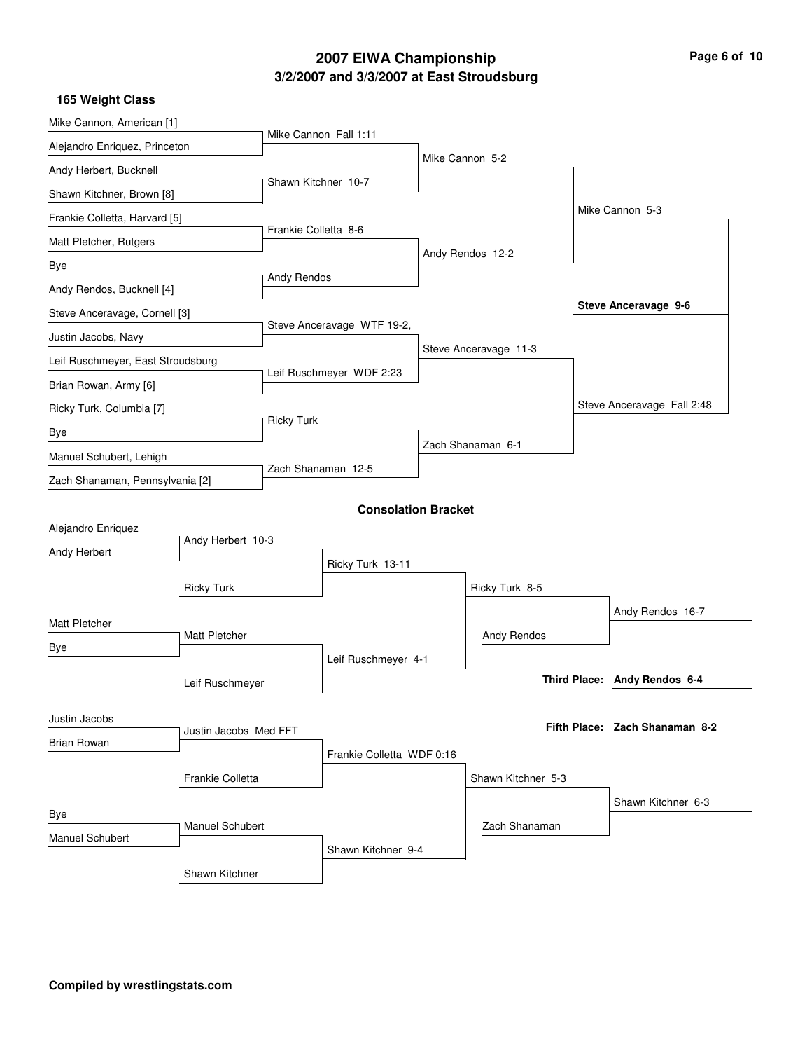# 2007 EIWA Championship

## 3/2/2007 and 3/3/2007 at East Stroudsburg

### 165 Weight Class

**Championship Bracket**

| First Round | Quarterfinals | Semifinals | Final |
|---|---|---|---|
| Mike Cannon, American [1] | | | |
| Alejandro Enriquez, Princeton | Mike Cannon Fall 1:11 | | |
| Andy Herbert, Bucknell | | Mike Cannon 5-2 | |
| Shawn Kitchner, Brown [8] | Shawn Kitchner 10-7 | | |
| Frankie Colletta, Harvard [5] | | | Mike Cannon 5-3 |
| Matt Pletcher, Rutgers | Frankie Colletta 8-6 | | |
| Bye | | Andy Rendos 12-2 | |
| Andy Rendos, Bucknell [4] | Andy Rendos | | |
| Steve Anceravage, Cornell [3] | | | **Steve Anceravage 9-6** |
| Justin Jacobs, Navy | Steve Anceravage WTF 19-2, | | |
| Leif Ruschmeyer, East Stroudsburg | | Steve Anceravage 11-3 | |
| Brian Rowan, Army [6] | Leif Ruschmeyer WDF 2:23 | | |
| Ricky Turk, Columbia [7] | | | Steve Anceravage Fall 2:48 |
| Bye | Ricky Turk | | |
| Manuel Schubert, Lehigh | | Zach Shanaman 6-1 | |
| Zach Shanaman, Pennsylvania [2] | Zach Shanaman 12-5 | | |

### Consolation Bracket

| Round 1 | Round 2 | Round 3 | Round 4 | Final |
|---|---|---|---|---|
| Alejandro Enriquez | | | | |
| Andy Herbert | Andy Herbert 10-3 | | | |
| | Ricky Turk | Ricky Turk 13-11 | | |
| | | | Ricky Turk 8-5 | |
| Matt Pletcher | | | | Andy Rendos 16-7 |
| Bye | Matt Pletcher | | Andy Rendos | |
| | Leif Ruschmeyer | Leif Ruschmeyer 4-1 | | |
| | | | | **Third Place: Andy Rendos 6-4** |
| Justin Jacobs | | | | |
| Brian Rowan | Justin Jacobs Med FFT | | | **Fifth Place: Zach Shanaman 8-2** |
| | Frankie Colletta | Frankie Colletta WDF 0:16 | | |
| | | | Shawn Kitchner 5-3 | |
| Bye | | | | Shawn Kitchner 6-3 |
| Manuel Schubert | Manuel Schubert | | Zach Shanaman | |
| | Shawn Kitchner | Shawn Kitchner 9-4 | | |

**Compiled by wrestlingstats.com**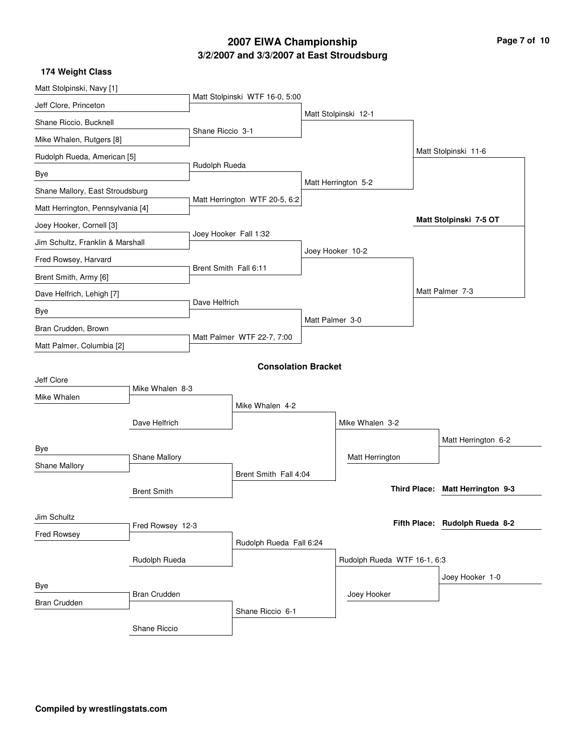# 2007 EIWA Championship

## 3/2/2007 and 3/3/2007 at East Stroudsburg

### 174 Weight Class

**Championship Bracket**

First Round:
- Matt Stolpinski, Navy [1] vs. Jeff Clore, Princeton — Matt Stolpinski WTF 16-0, 5:00
- Shane Riccio, Bucknell vs. Mike Whalen, Rutgers [8] — Shane Riccio 3-1
- Rudolph Rueda, American [5] vs. Bye — Rudolph Rueda
- Shane Mallory, East Stroudsburg vs. Matt Herrington, Pennsylvania [4] — Matt Herrington WTF 20-5, 6:2
- Joey Hooker, Cornell [3] vs. Jim Schultz, Franklin & Marshall — Joey Hooker Fall 1:32
- Fred Rowsey, Harvard vs. Brent Smith, Army [6] — Brent Smith Fall 6:11
- Dave Helfrich, Lehigh [7] vs. Bye — Dave Helfrich
- Bran Crudden, Brown vs. Matt Palmer, Columbia [2] — Matt Palmer WTF 22-7, 7:00

Quarterfinals:
- Matt Stolpinski 12-1
- Matt Herrington 5-2
- Joey Hooker 10-2
- Matt Palmer 3-0

Semifinals:
- Matt Stolpinski 11-6
- Matt Palmer 7-3

Final:
- **Matt Stolpinski 7-5 OT**

**Consolation Bracket**

- Jeff Clore vs. Mike Whalen — Mike Whalen 8-3
- Mike Whalen vs. Dave Helfrich — Mike Whalen 4-2
- Bye vs. Shane Mallory — Shane Mallory
- Shane Mallory vs. Brent Smith — Brent Smith Fall 4:04
- Mike Whalen vs. Brent Smith — Mike Whalen 3-2
- Mike Whalen vs. Matt Herrington — Matt Herrington 6-2
- Jim Schultz vs. Fred Rowsey — Fred Rowsey 12-3
- Fred Rowsey vs. Rudolph Rueda — Rudolph Rueda Fall 6:24
- Bye vs. Bran Crudden — Bran Crudden
- Bran Crudden vs. Shane Riccio — Shane Riccio 6-1
- Rudolph Rueda vs. Shane Riccio — Rudolph Rueda WTF 16-1, 6:3
- Rudolph Rueda vs. Joey Hooker — Joey Hooker 1-0

**Third Place: Matt Herrington 9-3**

**Fifth Place: Rudolph Rueda 8-2**

**Compiled by wrestlingstats.com**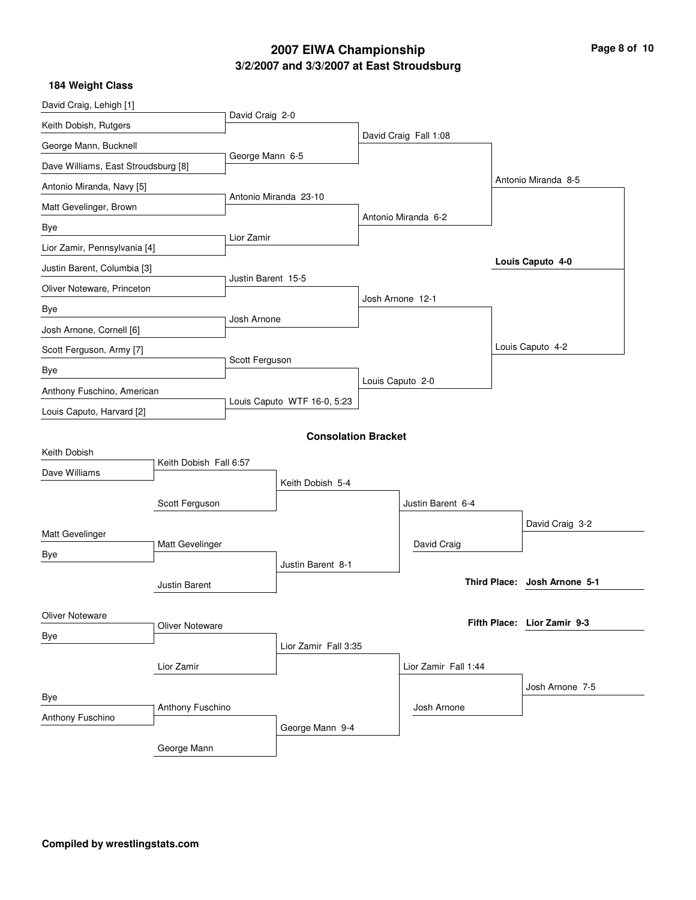# 2007 EIWA Championship

## 3/2/2007 and 3/3/2007 at East Stroudsburg

### 184 Weight Class

**Championship Bracket**

| First Round | Quarterfinals | Semifinals | Finals | Champion |
|---|---|---|---|---|
| David Craig, Lehigh [1] | David Craig 2-0 | David Craig Fall 1:08 | Antonio Miranda 8-5 | **Louis Caputo 4-0** |
| Keith Dobish, Rutgers | | | | |
| George Mann, Bucknell | George Mann 6-5 | | | |
| Dave Williams, East Stroudsburg [8] | | | | |
| Antonio Miranda, Navy [5] | Antonio Miranda 23-10 | Antonio Miranda 6-2 | | |
| Matt Gevelinger, Brown | | | | |
| Bye | Lior Zamir | | | |
| Lior Zamir, Pennsylvania [4] | | | | |
| Justin Barent, Columbia [3] | Justin Barent 15-5 | Josh Arnone 12-1 | Louis Caputo 4-2 | |
| Oliver Noteware, Princeton | | | | |
| Bye | Josh Arnone | | | |
| Josh Arnone, Cornell [6] | | | | |
| Scott Ferguson, Army [7] | Scott Ferguson | Louis Caputo 2-0 | | |
| Bye | | | | |
| Anthony Fuschino, American | Louis Caputo WTF 16-0, 5:23 | | | |
| Louis Caputo, Harvard [2] | | | | |

### Consolation Bracket

| Round 1 | Round 2 | Round 3 | Round 4 | Result |
|---|---|---|---|---|
| Keith Dobish | Keith Dobish Fall 6:57 | Keith Dobish 5-4 | Justin Barent 6-4 | David Craig 3-2 |
| Dave Williams | Scott Ferguson | | David Craig | |
| Matt Gevelinger | Matt Gevelinger | Justin Barent 8-1 | | |
| Bye | Justin Barent | | | |
| Oliver Noteware | Oliver Noteware | Lior Zamir Fall 3:35 | Lior Zamir Fall 1:44 | Josh Arnone 7-5 |
| Bye | Lior Zamir | | Josh Arnone | |
| Bye | Anthony Fuschino | George Mann 9-4 | | |
| Anthony Fuschino | George Mann | | | |

**Third Place:** **Josh Arnone 5-1**

**Fifth Place:** **Lior Zamir 9-3**

**Compiled by wrestlingstats.com**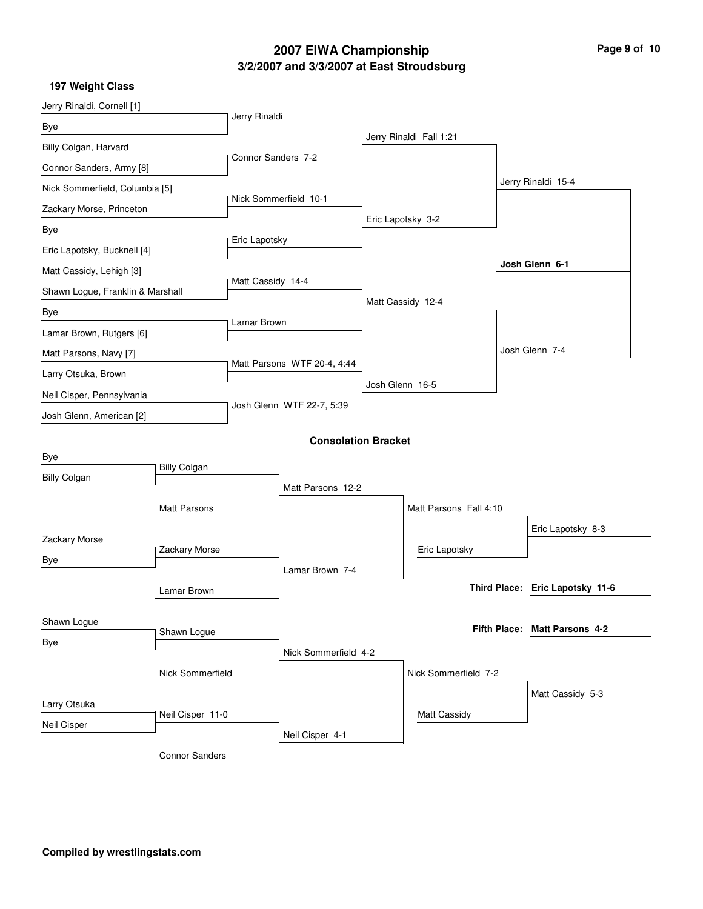# 2007 EIWA Championship

## 3/2/2007 and 3/3/2007 at East Stroudsburg

### 197 Weight Class

**Championship Bracket**

| First Round | Quarterfinals | Semifinals | Finals |
|---|---|---|---|
| Jerry Rinaldi, Cornell [1] vs Bye | Jerry Rinaldi | Jerry Rinaldi Fall 1:21 | Jerry Rinaldi 15-4 |
| Billy Colgan, Harvard vs Connor Sanders, Army [8] | Connor Sanders 7-2 | | |
| Nick Sommerfield, Columbia [5] vs Zackary Morse, Princeton | Nick Sommerfield 10-1 | Eric Lapotsky 3-2 | |
| Bye vs Eric Lapotsky, Bucknell [4] | Eric Lapotsky | | |
| Matt Cassidy, Lehigh [3] vs Shawn Logue, Franklin & Marshall | Matt Cassidy 14-4 | Matt Cassidy 12-4 | Josh Glenn 7-4 |
| Bye vs Lamar Brown, Rutgers [6] | Lamar Brown | | |
| Matt Parsons, Navy [7] vs Larry Otsuka, Brown | Matt Parsons WTF 20-4, 4:44 | Josh Glenn 16-5 | |
| Neil Cisper, Pennsylvania vs Josh Glenn, American [2] | Josh Glenn WTF 22-7, 5:39 | | |

**Champion: Josh Glenn 6-1**

### Consolation Bracket

| Round 1 | Round 2 | Round 3 | Semifinals | Place Match |
|---|---|---|---|---|
| Bye vs Billy Colgan | Billy Colgan vs Matt Parsons | Matt Parsons 12-2 | Matt Parsons Fall 4:10 | Eric Lapotsky 8-3 |
| Zackary Morse vs Bye | Zackary Morse vs Lamar Brown | Lamar Brown 7-4 | Eric Lapotsky | |
| Shawn Logue vs Bye | Shawn Logue vs Nick Sommerfield | Nick Sommerfield 4-2 | Nick Sommerfield 7-2 | Matt Cassidy 5-3 |
| Larry Otsuka vs Neil Cisper | Neil Cisper 11-0 vs Connor Sanders | Neil Cisper 4-1 | Matt Cassidy | |

**Third Place: Eric Lapotsky 11-6**

**Fifth Place: Matt Parsons 4-2**

**Compiled by wrestlingstats.com**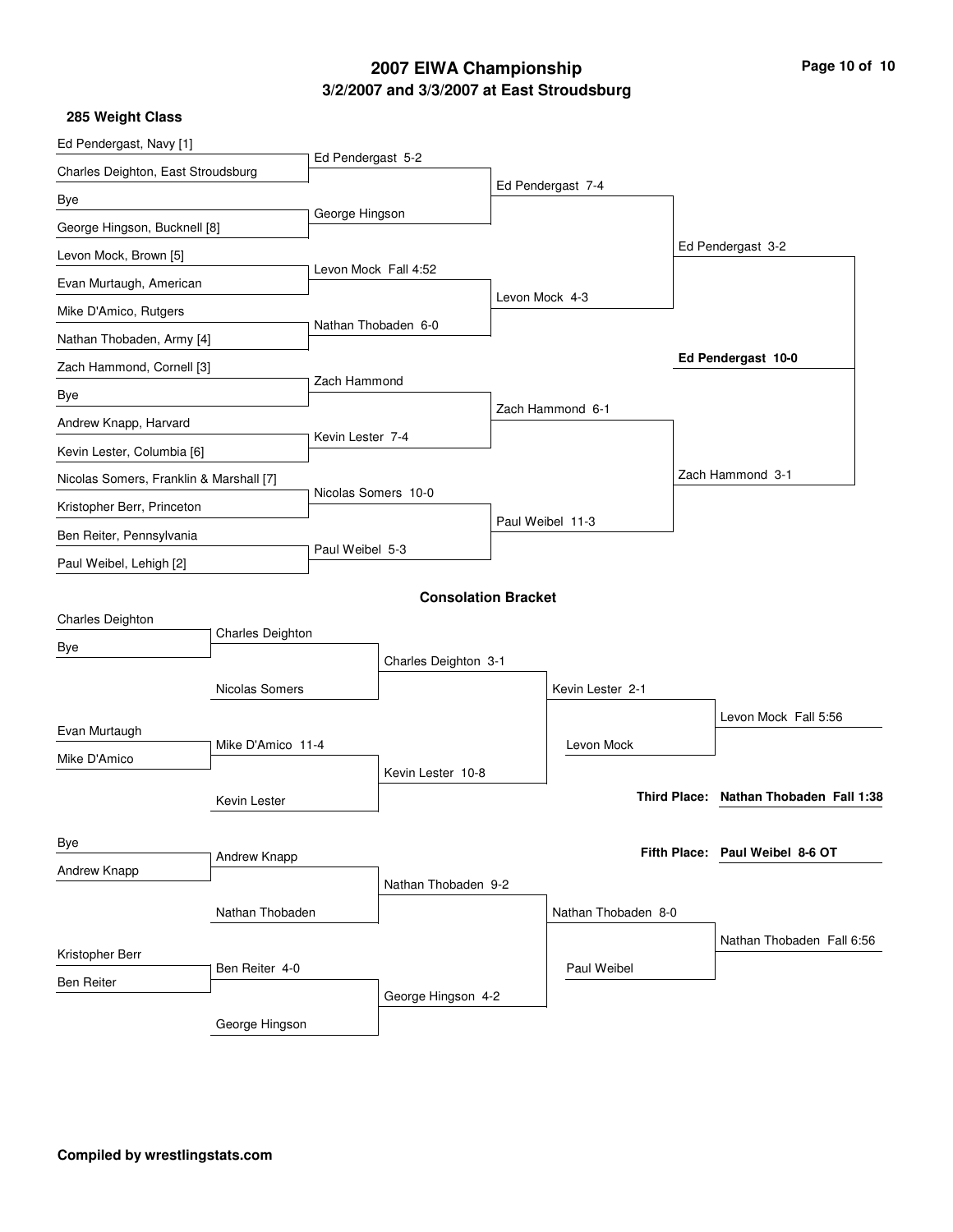# 2007 EIWA Championship
## 3/2/2007 and 3/3/2007 at East Stroudsburg

### 285 Weight Class

Ed Pendergast, Navy [1]
Charles Deighton, East Stroudsburg
Bye
George Hingson, Bucknell [8]
Levon Mock, Brown [5]
Evan Murtaugh, American
Mike D'Amico, Rutgers
Nathan Thobaden, Army [4]
Zach Hammond, Cornell [3]
Bye
Andrew Knapp, Harvard
Kevin Lester, Columbia [6]
Nicolas Somers, Franklin & Marshall [7]
Kristopher Berr, Princeton
Ben Reiter, Pennsylvania
Paul Weibel, Lehigh [2]

Ed Pendergast 5-2
George Hingson
Levon Mock Fall 4:52
Nathan Thobaden 6-0
Zach Hammond
Kevin Lester 7-4
Nicolas Somers 10-0
Paul Weibel 5-3

Ed Pendergast 7-4
Levon Mock 4-3
Zach Hammond 6-1
Paul Weibel 11-3

Ed Pendergast 3-2
Zach Hammond 3-1

**Ed Pendergast 10-0**

### Consolation Bracket

Charles Deighton
Bye
Charles Deighton
Nicolas Somers
Charles Deighton 3-1

Evan Murtaugh
Mike D'Amico
Mike D'Amico 11-4
Kevin Lester
Kevin Lester 10-8

Kevin Lester 2-1
Levon Mock
Levon Mock Fall 5:56

**Third Place:** **Nathan Thobaden Fall 1:38**

Bye
Andrew Knapp
Andrew Knapp
Nathan Thobaden
Nathan Thobaden 9-2

Kristopher Berr
Ben Reiter
Ben Reiter 4-0
George Hingson
George Hingson 4-2

Nathan Thobaden 8-0
Paul Weibel
Nathan Thobaden Fall 6:56

**Fifth Place:** **Paul Weibel 8-6 OT**

**Compiled by wrestlingstats.com**